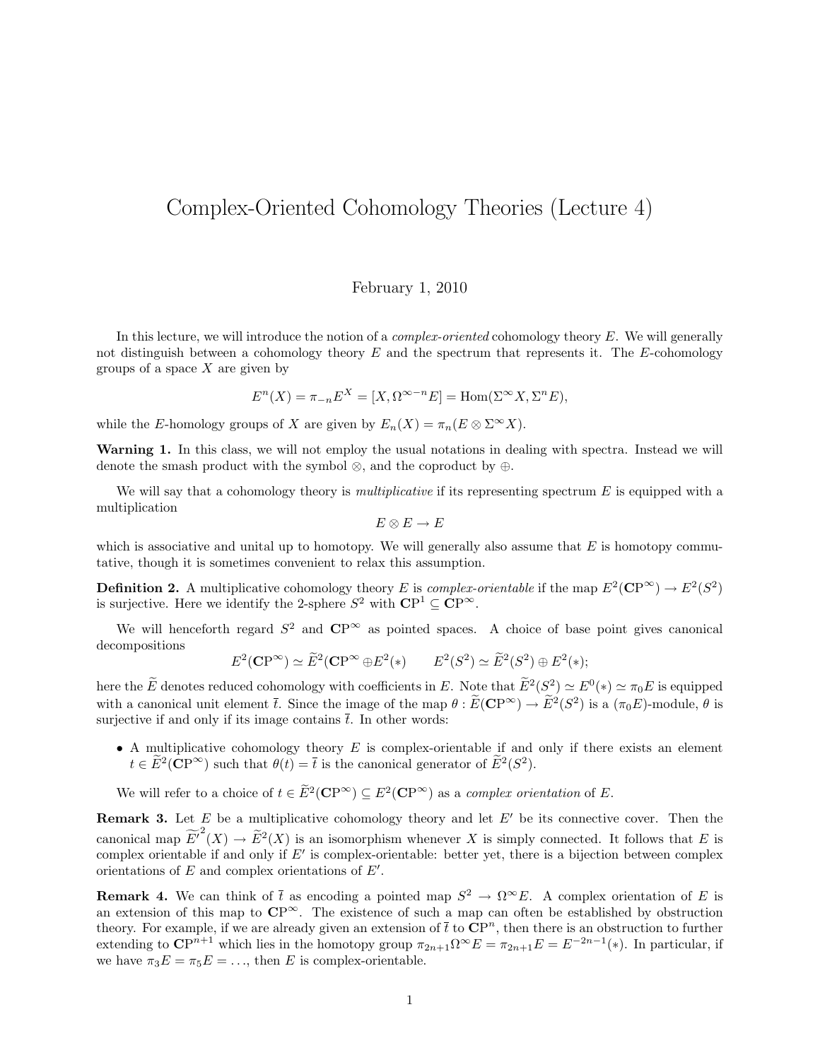# Complex-Oriented Cohomology Theories (Lecture 4)

February 1, 2010

In this lecture, we will introduce the notion of a *complex-oriented* cohomology theory $E$. We will generally not distinguish between a cohomology theory $E$ and the spectrum that represents it. The $E$-cohomology groups of a space $X$ are given by

$$E^n(X) = \pi_{-n}E^X = [X, \Omega^{\infty-n}E] = \mathrm{Hom}(\Sigma^\infty X, \Sigma^n E),$$

while the $E$-homology groups of $X$ are given by $E_n(X) = \pi_n(E \otimes \Sigma^\infty X)$.

**Warning 1.** In this class, we will not employ the usual notations in dealing with spectra. Instead we will denote the smash product with the symbol $\otimes$, and the coproduct by $\oplus$.

We will say that a cohomology theory is *multiplicative* if its representing spectrum $E$ is equipped with a multiplication

$$E \otimes E \to E$$

which is associative and unital up to homotopy. We will generally also assume that $E$ is homotopy commutative, though it is sometimes convenient to relax this assumption.

**Definition 2.** A multiplicative cohomology theory $E$ is *complex-orientable* if the map $E^2(\mathbf{CP}^\infty) \to E^2(S^2)$ is surjective. Here we identify the 2-sphere $S^2$ with $\mathbf{CP}^1 \subseteq \mathbf{CP}^\infty$.

We will henceforth regard $S^2$ and $\mathbf{CP}^\infty$ as pointed spaces. A choice of base point gives canonical decompositions

$$E^2(\mathbf{CP}^\infty) \simeq \widetilde{E}^2(\mathbf{CP}^\infty \oplus E^2(*) \qquad E^2(S^2) \simeq \widetilde{E}^2(S^2) \oplus E^2(*);$$

here the $\widetilde{E}$ denotes reduced cohomology with coefficients in $E$. Note that $\widetilde{E}^2(S^2) \simeq E^0(*) \simeq \pi_0 E$ is equipped with a canonical unit element $\bar{t}$. Since the image of the map $\theta : \widetilde{E}(\mathbf{CP}^\infty) \to \widetilde{E}^2(S^2)$ is a $(\pi_0 E)$-module, $\theta$ is surjective if and only if its image contains $\bar{t}$. In other words:

- A multiplicative cohomology theory $E$ is complex-orientable if and only if there exists an element $t \in \widetilde{E}^2(\mathbf{CP}^\infty)$ such that $\theta(t) = \bar{t}$ is the canonical generator of $\widetilde{E}^2(S^2)$.

We will refer to a choice of $t \in \widetilde{E}^2(\mathbf{CP}^\infty) \subseteq E^2(\mathbf{CP}^\infty)$ as a *complex orientation* of $E$.

**Remark 3.** Let $E$ be a multiplicative cohomology theory and let $E'$ be its connective cover. Then the canonical map $\widetilde{E'}^2(X) \to \widetilde{E}^2(X)$ is an isomorphism whenever $X$ is simply connected. It follows that $E$ is complex orientable if and only if $E'$ is complex-orientable: better yet, there is a bijection between complex orientations of $E$ and complex orientations of $E'$.

**Remark 4.** We can think of $\bar{t}$ as encoding a pointed map $S^2 \to \Omega^\infty E$. A complex orientation of $E$ is an extension of this map to $\mathbf{CP}^\infty$. The existence of such a map can often be established by obstruction theory. For example, if we are already given an extension of $\bar{t}$ to $\mathbf{CP}^n$, then there is an obstruction to further extending to $\mathbf{CP}^{n+1}$ which lies in the homotopy group $\pi_{2n+1}\Omega^\infty E = \pi_{2n+1}E = E^{-2n-1}(*)$. In particular, if we have $\pi_3 E = \pi_5 E = \ldots$, then $E$ is complex-orientable.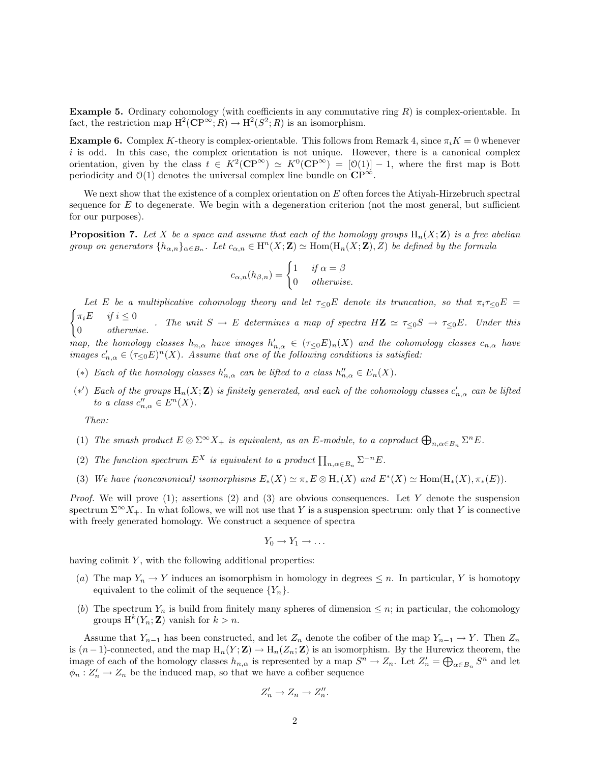**Example 5.** Ordinary cohomology (with coefficients in any commutative ring $R$) is complex-orientable. In fact, the restriction map $\mathrm{H}^2(\mathbf{CP}^\infty; R) \to \mathrm{H}^2(S^2; R)$ is an isomorphism.

**Example 6.** Complex $K$-theory is complex-orientable. This follows from Remark 4, since $\pi_i K = 0$ whenever $i$ is odd. In this case, the complex orientation is not unique. However, there is a canonical complex orientation, given by the class $t \in K^2(\mathbf{CP}^\infty) \simeq K^0(\mathbf{CP}^\infty) = [\mathcal{O}(1)] - 1$, where the first map is Bott periodicity and $\mathcal{O}(1)$ denotes the universal complex line bundle on $\mathbf{CP}^\infty$.

We next show that the existence of a complex orientation on $E$ often forces the Atiyah-Hirzebruch spectral sequence for $E$ to degenerate. We begin with a degeneration criterion (not the most general, but sufficient for our purposes).

**Proposition 7.** *Let $X$ be a space and assume that each of the homology groups $\mathrm{H}_n(X; \mathbf{Z})$ is a free abelian group on generators $\{h_{\alpha,n}\}_{\alpha \in B_n}$. Let $c_{\alpha,n} \in \mathrm{H}^n(X; \mathbf{Z}) \simeq \mathrm{Hom}(\mathrm{H}_n(X; \mathbf{Z}), Z)$ be defined by the formula*

$$c_{\alpha,n}(h_{\beta,n}) = \begin{cases} 1 & \text{if } \alpha = \beta \\ 0 & \text{otherwise.} \end{cases}$$

*Let $E$ be a multiplicative cohomology theory and let $\tau_{\leq 0} E$ denote its truncation, so that $\pi_i \tau_{\leq 0} E = \begin{cases} \pi_i E & \text{if } i \leq 0 \\ 0 & \text{otherwise.} \end{cases}$ The unit $S \to E$ determines a map of spectra $H\mathbf{Z} \simeq \tau_{\leq 0} S \to \tau_{\leq 0} E$. Under this map, the homology classes $h_{n,\alpha}$ have images $h'_{n,\alpha} \in (\tau_{\leq 0} E)_n(X)$ and the cohomology classes $c_{n,\alpha}$ have images $c'_{n,\alpha} \in (\tau_{\leq 0} E)^n(X)$. Assume that one of the following conditions is satisfied:*

- $(*)$ *Each of the homology classes $h'_{n,\alpha}$ can be lifted to a class $h''_{n,\alpha} \in E_n(X)$.*
- $(*')$ *Each of the groups $\mathrm{H}_n(X; \mathbf{Z})$ is finitely generated, and each of the cohomology classes $c'_{n,\alpha}$ can be lifted to a class $c''_{n,\alpha} \in E^n(X)$.*

*Then:*

1. *The smash product $E \otimes \Sigma^\infty X_+$ is equivalent, as an $E$-module, to a coproduct $\bigoplus_{n,\alpha \in B_n} \Sigma^n E$.*
2. *The function spectrum $E^X$ is equivalent to a product $\prod_{n,\alpha \in B_n} \Sigma^{-n} E$.*
3. *We have (noncanonical) isomorphisms $E_*(X) \simeq \pi_* E \otimes \mathrm{H}_*(X)$ and $E^*(X) \simeq \mathrm{Hom}(\mathrm{H}_*(X), \pi_*(E))$.*

*Proof.* We will prove (1); assertions (2) and (3) are obvious consequences. Let $Y$ denote the suspension spectrum $\Sigma^\infty X_+$. In what follows, we will not use that $Y$ is a suspension spectrum: only that $Y$ is connective with freely generated homology. We construct a sequence of spectra

$$Y_0 \to Y_1 \to \ldots$$

having colimit $Y$, with the following additional properties:

- $(a)$ The map $Y_n \to Y$ induces an isomorphism in homology in degrees $\leq n$. In particular, $Y$ is homotopy equivalent to the colimit of the sequence $\{Y_n\}$.
- $(b)$ The spectrum $Y_n$ is build from finitely many spheres of dimension $\leq n$; in particular, the cohomology groups $\mathrm{H}^k(Y_n; \mathbf{Z})$ vanish for $k > n$.

Assume that $Y_{n-1}$ has been constructed, and let $Z_n$ denote the cofiber of the map $Y_{n-1} \to Y$. Then $Z_n$ is $(n-1)$-connected, and the map $\mathrm{H}_n(Y; \mathbf{Z}) \to \mathrm{H}_n(Z_n; \mathbf{Z})$ is an isomorphism. By the Hurewicz theorem, the image of each of the homology classes $h_{n,\alpha}$ is represented by a map $S^n \to Z_n$. Let $Z'_n = \bigoplus_{\alpha \in B_n} S^n$ and let $\phi_n : Z'_n \to Z_n$ be the induced map, so that we have a cofiber sequence

$$Z'_n \to Z_n \to Z''_n.$$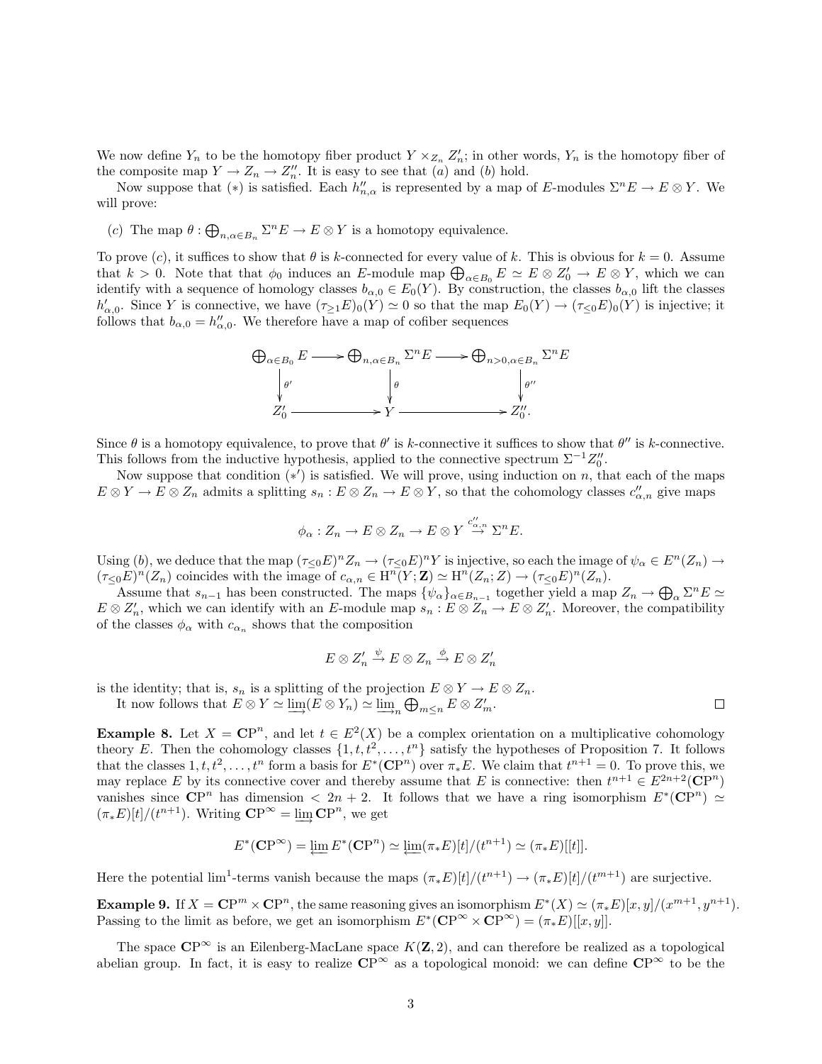We now define $Y_n$ to be the homotopy fiber product $Y \times_{Z_n} Z'_n$; in other words, $Y_n$ is the homotopy fiber of the composite map $Y \to Z_n \to Z''_n$. It is easy to see that $(a)$ and $(b)$ hold.

Now suppose that $(*)$ is satisfied. Each $h''_{n,\alpha}$ is represented by a map of $E$-modules $\Sigma^n E \to E \otimes Y$. We will prove:

- $(c)$ The map $\theta : \bigoplus_{n,\alpha \in B_n} \Sigma^n E \to E \otimes Y$ is a homotopy equivalence.

To prove $(c)$, it suffices to show that $\theta$ is $k$-connected for every value of $k$. This is obvious for $k = 0$. Assume that $k > 0$. Note that that $\phi_0$ induces an $E$-module map $\bigoplus_{\alpha \in B_0} E \simeq E \otimes Z'_0 \to E \otimes Y$, which we can identify with a sequence of homology classes $b_{\alpha,0} \in E_0(Y)$. By construction, the classes $b_{\alpha,0}$ lift the classes $h'_{\alpha,0}$. Since $Y$ is connective, we have $(\tau_{\geq 1} E)_0(Y) \simeq 0$ so that the map $E_0(Y) \to (\tau_{\leq 0} E)_0(Y)$ is injective; it follows that $b_{\alpha,0} = h''_{\alpha,0}$. We therefore have a map of cofiber sequences

$$
\begin{array}{ccccc}
\bigoplus_{\alpha \in B_0} E & \longrightarrow & \bigoplus_{n,\alpha \in B_n} \Sigma^n E & \longrightarrow & \bigoplus_{n>0,\alpha \in B_n} \Sigma^n E \\
\downarrow{\scriptstyle \theta'} & & \downarrow{\scriptstyle \theta} & & \downarrow{\scriptstyle \theta''} \\
Z'_0 & \longrightarrow & Y & \longrightarrow & Z''_0.
\end{array}
$$

Since $\theta$ is a homotopy equivalence, to prove that $\theta'$ is $k$-connective it suffices to show that $\theta''$ is $k$-connective. This follows from the inductive hypothesis, applied to the connective spectrum $\Sigma^{-1} Z''_0$.

Now suppose that condition $(*')$ is satisfied. We will prove, using induction on $n$, that each of the maps $E \otimes Y \to E \otimes Z_n$ admits a splitting $s_n : E \otimes Z_n \to E \otimes Y$, so that the cohomology classes $c''_{\alpha,n}$ give maps

$$\phi_\alpha : Z_n \to E \otimes Z_n \to E \otimes Y \stackrel{c''_{\alpha,n}}{\to} \Sigma^n E.$$

Using $(b)$, we deduce that the map $(\tau_{\leq 0} E)^n Z_n \to (\tau_{\leq 0} E)^n Y$ is injective, so each the image of $\psi_\alpha \in E^n(Z_n) \to (\tau_{\leq 0} E)^n(Z_n)$ coincides with the image of $c_{\alpha,n} \in \mathrm{H}^n(Y; \mathbf{Z}) \simeq \mathrm{H}^n(Z_n; Z) \to (\tau_{\leq 0} E)^n(Z_n)$.

Assume that $s_{n-1}$ has been constructed. The maps $\{\psi_\alpha\}_{\alpha \in B_{n-1}}$ together yield a map $Z_n \to \bigoplus_\alpha \Sigma^n E \simeq E \otimes Z'_n$, which we can identify with an $E$-module map $s_n : E \otimes Z_n \to E \otimes Z'_n$. Moreover, the compatibility of the classes $\phi_\alpha$ with $c_{\alpha_n}$ shows that the composition

$$E \otimes Z'_n \stackrel{\psi}{\to} E \otimes Z_n \stackrel{\phi}{\to} E \otimes Z'_n$$

is the identity; that is, $s_n$ is a splitting of the projection $E \otimes Y \to E \otimes Z_n$.

It now follows that $E \otimes Y \simeq \varinjlim (E \otimes Y_n) \simeq \varinjlim_n \bigoplus_{m \leq n} E \otimes Z'_m$. □

**Example 8.** Let $X = \mathbf{C}\mathrm{P}^n$, and let $t \in E^2(X)$ be a complex orientation on a multiplicative cohomology theory $E$. Then the cohomology classes $\{1, t, t^2, \ldots, t^n\}$ satisfy the hypotheses of Proposition 7. It follows that the classes $1, t, t^2, \ldots, t^n$ form a basis for $E^*(\mathbf{C}\mathrm{P}^n)$ over $\pi_* E$. We claim that $t^{n+1} = 0$. To prove this, we may replace $E$ by its connective cover and thereby assume that $E$ is connective: then $t^{n+1} \in E^{2n+2}(\mathbf{C}\mathrm{P}^n)$ vanishes since $\mathbf{C}\mathrm{P}^n$ has dimension $< 2n+2$. It follows that we have a ring isomorphism $E^*(\mathbf{C}\mathrm{P}^n) \simeq (\pi_* E)[t]/(t^{n+1})$. Writing $\mathbf{C}\mathrm{P}^\infty = \varinjlim \mathbf{C}\mathrm{P}^n$, we get

$$E^*(\mathbf{C}\mathrm{P}^\infty) = \varprojlim E^*(\mathbf{C}\mathrm{P}^n) \simeq \varprojlim (\pi_* E)[t]/(t^{n+1}) \simeq (\pi_* E)[[t]].$$

Here the potential $\lim^1$-terms vanish because the maps $(\pi_* E)[t]/(t^{n+1}) \to (\pi_* E)[t]/(t^{m+1})$ are surjective.

**Example 9.** If $X = \mathbf{C}\mathrm{P}^m \times \mathbf{C}\mathrm{P}^n$, the same reasoning gives an isomorphism $E^*(X) \simeq (\pi_* E)[x, y]/(x^{m+1}, y^{n+1})$. Passing to the limit as before, we get an isomorphism $E^*(\mathbf{C}\mathrm{P}^\infty \times \mathbf{C}\mathrm{P}^\infty) = (\pi_* E)[[x, y]]$.

The space $\mathbf{C}\mathrm{P}^\infty$ is an Eilenberg-MacLane space $K(\mathbf{Z}, 2)$, and can therefore be realized as a topological abelian group. In fact, it is easy to realize $\mathbf{C}\mathrm{P}^\infty$ as a topological monoid: we can define $\mathbf{C}\mathrm{P}^\infty$ to be the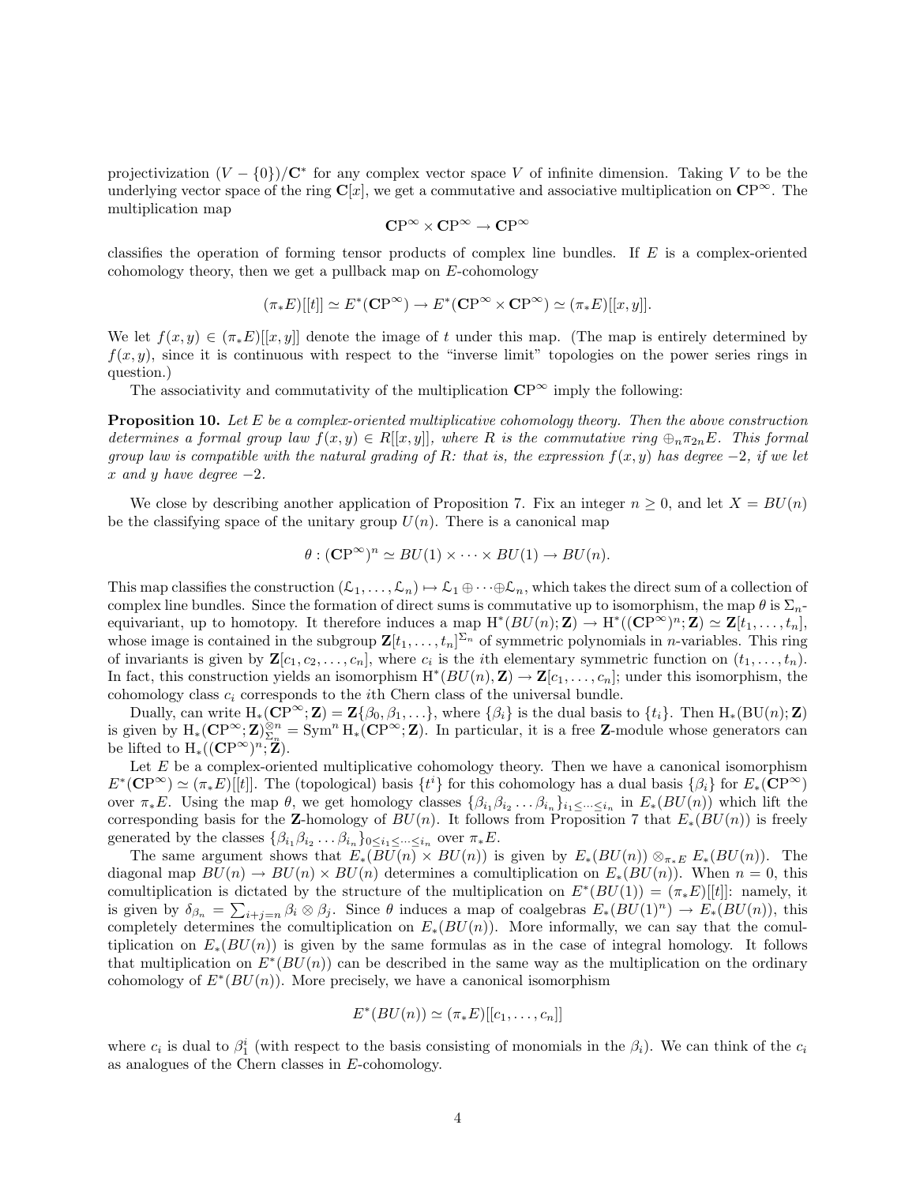projectivization $(V - \{0\})/\mathbf{C}^*$ for any complex vector space $V$ of infinite dimension. Taking $V$ to be the underlying vector space of the ring $\mathbf{C}[x]$, we get a commutative and associative multiplication on $\mathbf{CP}^\infty$. The multiplication map

$$\mathbf{CP}^\infty \times \mathbf{CP}^\infty \to \mathbf{CP}^\infty$$

classifies the operation of forming tensor products of complex line bundles. If $E$ is a complex-oriented cohomology theory, then we get a pullback map on $E$-cohomology

$$(\pi_* E)[[t]] \simeq E^*(\mathbf{CP}^\infty) \to E^*(\mathbf{CP}^\infty \times \mathbf{CP}^\infty) \simeq (\pi_* E)[[x, y]].$$

We let $f(x, y) \in (\pi_* E)[[x, y]]$ denote the image of $t$ under this map. (The map is entirely determined by $f(x, y)$, since it is continuous with respect to the "inverse limit" topologies on the power series rings in question.)

The associativity and commutativity of the multiplication $\mathbf{CP}^\infty$ imply the following:

**Proposition 10.** *Let $E$ be a complex-oriented multiplicative cohomology theory. Then the above construction determines a formal group law $f(x, y) \in R[[x, y]]$, where $R$ is the commutative ring $\oplus_n \pi_{2n} E$. This formal group law is compatible with the natural grading of $R$: that is, the expression $f(x, y)$ has degree $-2$, if we let $x$ and $y$ have degree $-2$.*

We close by describing another application of Proposition 7. Fix an integer $n \geq 0$, and let $X = BU(n)$ be the classifying space of the unitary group $U(n)$. There is a canonical map

$$\theta : (\mathbf{CP}^\infty)^n \simeq BU(1) \times \cdots \times BU(1) \to BU(n).$$

This map classifies the construction $(\mathcal{L}_1, \ldots, \mathcal{L}_n) \mapsto \mathcal{L}_1 \oplus \cdots \oplus \mathcal{L}_n$, which takes the direct sum of a collection of complex line bundles. Since the formation of direct sums is commutative up to isomorphism, the map $\theta$ is $\Sigma_n$-equivariant, up to homotopy. It therefore induces a map $\mathrm{H}^*(BU(n); \mathbf{Z}) \to \mathrm{H}^*((\mathbf{CP}^\infty)^n; \mathbf{Z}) \simeq \mathbf{Z}[t_1, \ldots, t_n]$, whose image is contained in the subgroup $\mathbf{Z}[t_1, \ldots, t_n]^{\Sigma_n}$ of symmetric polynomials in $n$-variables. This ring of invariants is given by $\mathbf{Z}[c_1, c_2, \ldots, c_n]$, where $c_i$ is the $i$th elementary symmetric function on $(t_1, \ldots, t_n)$. In fact, this construction yields an isomorphism $\mathrm{H}^*(BU(n), \mathbf{Z}) \to \mathbf{Z}[c_1, \ldots, c_n]$; under this isomorphism, the cohomology class $c_i$ corresponds to the $i$th Chern class of the universal bundle.

Dually, can write $\mathrm{H}_*(\mathbf{CP}^\infty; \mathbf{Z}) = \mathbf{Z}\{\beta_0, \beta_1, \ldots\}$, where $\{\beta_i\}$ is the dual basis to $\{t_i\}$. Then $\mathrm{H}_*(\mathrm{BU}(n); \mathbf{Z})$ is given by $\mathrm{H}_*(\mathbf{CP}^\infty; \mathbf{Z})^{\otimes n}_{\Sigma_n} = \mathrm{Sym}^n \, \mathrm{H}_*(\mathbf{CP}^\infty; \mathbf{Z})$. In particular, it is a free $\mathbf{Z}$-module whose generators can be lifted to $\mathrm{H}_*((\mathbf{CP}^\infty)^n; \mathbf{Z})$.

Let $E$ be a complex-oriented multiplicative cohomology theory. Then we have a canonical isomorphism $E^*(\mathbf{CP}^\infty) \simeq (\pi_* E)[[t]]$. The (topological) basis $\{t^i\}$ for this cohomology has a dual basis $\{\beta_i\}$ for $E_*(\mathbf{CP}^\infty)$ over $\pi_* E$. Using the map $\theta$, we get homology classes $\{\beta_{i_1} \beta_{i_2} \ldots \beta_{i_n}\}_{i_1 \leq \cdots \leq i_n}$ in $E_*(BU(n))$ which lift the corresponding basis for the $\mathbf{Z}$-homology of $BU(n)$. It follows from Proposition 7 that $E_*(BU(n))$ is freely generated by the classes $\{\beta_{i_1} \beta_{i_2} \ldots \beta_{i_n}\}_{0 \leq i_1 \leq \cdots \leq i_n}$ over $\pi_* E$.

The same argument shows that $E_*(BU(n) \times BU(n))$ is given by $E_*(BU(n)) \otimes_{\pi_* E} E_*(BU(n))$. The diagonal map $BU(n) \to BU(n) \times BU(n)$ determines a comultiplication on $E_*(BU(n))$. When $n = 0$, this comultiplication is dictated by the structure of the multiplication on $E^*(BU(1)) = (\pi_* E)[[t]]$: namely, it is given by $\delta_{\beta_n} = \sum_{i+j=n} \beta_i \otimes \beta_j$. Since $\theta$ induces a map of coalgebras $E_*(BU(1)^n) \to E_*(BU(n))$, this completely determines the comultiplication on $E_*(BU(n))$. More informally, we can say that the comultiplication on $E_*(BU(n))$ is given by the same formulas as in the case of integral homology. It follows that multiplication on $E^*(BU(n))$ can be described in the same way as the multiplication on the ordinary cohomology of $E^*(BU(n))$. More precisely, we have a canonical isomorphism

$$E^*(BU(n)) \simeq (\pi_* E)[[c_1, \ldots, c_n]]$$

where $c_i$ is dual to $\beta_1^i$ (with respect to the basis consisting of monomials in the $\beta_i$). We can think of the $c_i$ as analogues of the Chern classes in $E$-cohomology.